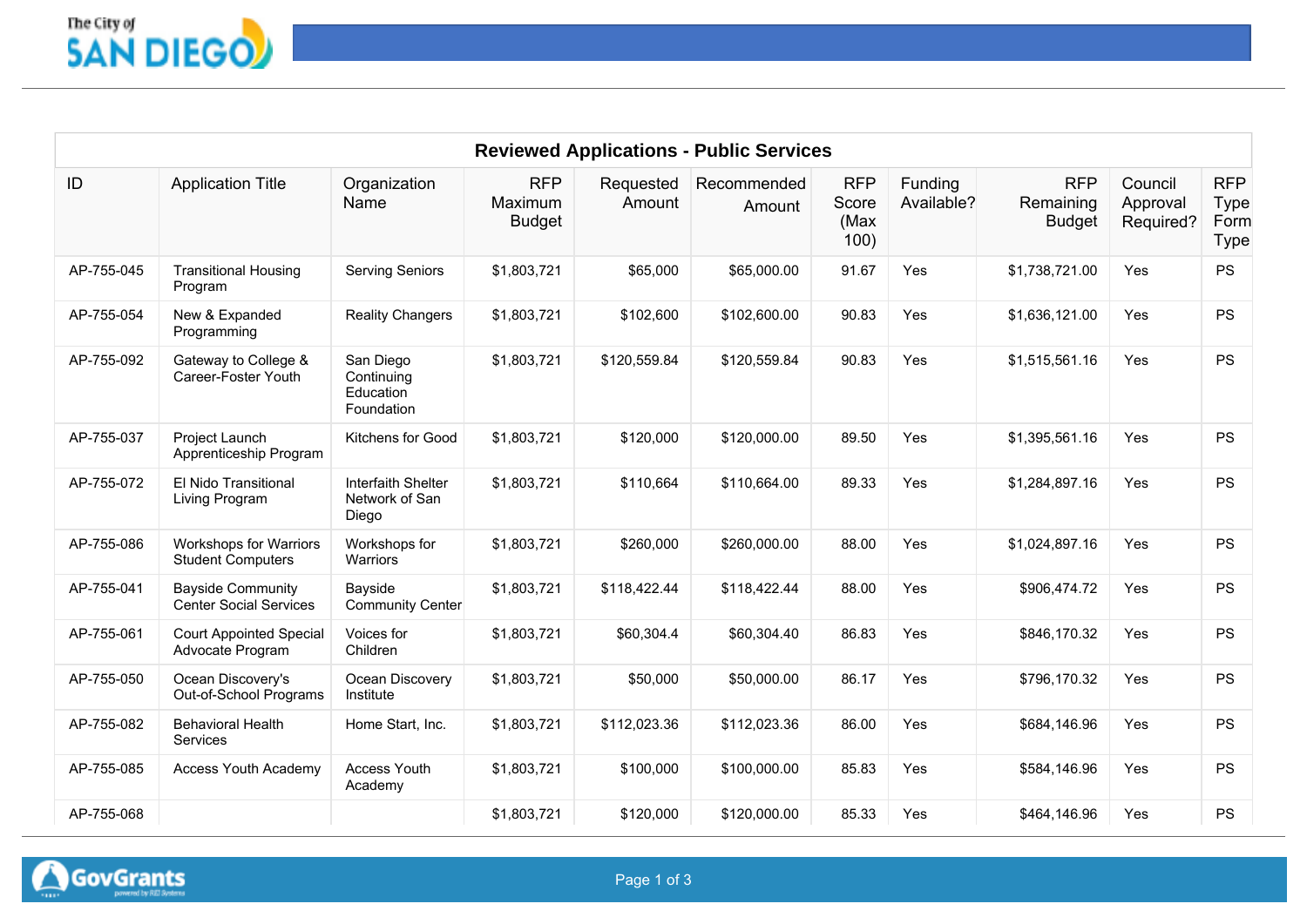| Reviewed Applications - Public Services | | | | | | | | | | |
|---|---|---|---|---|---|---|---|---|---|---|
| ID | Application Title | Organization Name | RFP Maximum Budget | Requested Amount | Recommended Amount | RFP Score (Max 100) | Funding Available? | RFP Remaining Budget | Council Approval Required? | RFP Type Form Type |
| AP-755-045 | Transitional Housing Program | Serving Seniors | $1,803,721 | $65,000 | $65,000.00 | 91.67 | Yes | $1,738,721.00 | Yes | PS |
| AP-755-054 | New & Expanded Programming | Reality Changers | $1,803,721 | $102,600 | $102,600.00 | 90.83 | Yes | $1,636,121.00 | Yes | PS |
| AP-755-092 | Gateway to College & Career-Foster Youth | San Diego Continuing Education Foundation | $1,803,721 | $120,559.84 | $120,559.84 | 90.83 | Yes | $1,515,561.16 | Yes | PS |
| AP-755-037 | Project Launch Apprenticeship Program | Kitchens for Good | $1,803,721 | $120,000 | $120,000.00 | 89.50 | Yes | $1,395,561.16 | Yes | PS |
| AP-755-072 | El Nido Transitional Living Program | Interfaith Shelter Network of San Diego | $1,803,721 | $110,664 | $110,664.00 | 89.33 | Yes | $1,284,897.16 | Yes | PS |
| AP-755-086 | Workshops for Warriors Student Computers | Workshops for Warriors | $1,803,721 | $260,000 | $260,000.00 | 88.00 | Yes | $1,024,897.16 | Yes | PS |
| AP-755-041 | Bayside Community Center Social Services | Bayside Community Center | $1,803,721 | $118,422.44 | $118,422.44 | 88.00 | Yes | $906,474.72 | Yes | PS |
| AP-755-061 | Court Appointed Special Advocate Program | Voices for Children | $1,803,721 | $60,304.4 | $60,304.40 | 86.83 | Yes | $846,170.32 | Yes | PS |
| AP-755-050 | Ocean Discovery's Out-of-School Programs | Ocean Discovery Institute | $1,803,721 | $50,000 | $50,000.00 | 86.17 | Yes | $796,170.32 | Yes | PS |
| AP-755-082 | Behavioral Health Services | Home Start, Inc. | $1,803,721 | $112,023.36 | $112,023.36 | 86.00 | Yes | $684,146.96 | Yes | PS |
| AP-755-085 | Access Youth Academy | Access Youth Academy | $1,803,721 | $100,000 | $100,000.00 | 85.83 | Yes | $584,146.96 | Yes | PS |
| AP-755-068 | | | $1,803,721 | $120,000 | $120,000.00 | 85.33 | Yes | $464,146.96 | Yes | PS |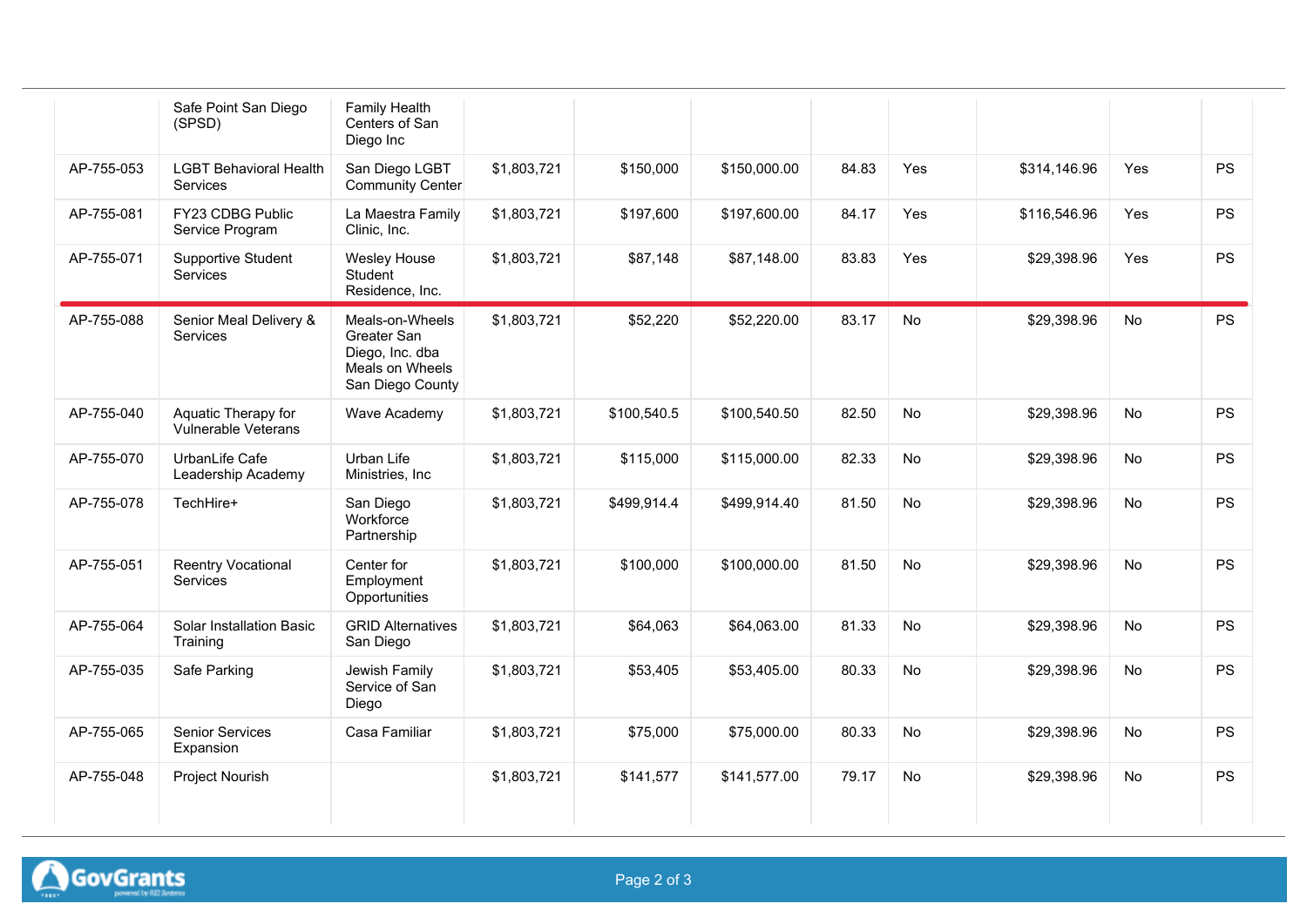| | | | | | | | | | | |
|---|---|---|---|---|---|---|---|---|---|---|
| | Safe Point San Diego (SPSD) | Family Health Centers of San Diego Inc | | | | | | | | |
| AP-755-053 | LGBT Behavioral Health Services | San Diego LGBT Community Center | $1,803,721 | $150,000 | $150,000.00 | 84.83 | Yes | $314,146.96 | Yes | PS |
| AP-755-081 | FY23 CDBG Public Service Program | La Maestra Family Clinic, Inc. | $1,803,721 | $197,600 | $197,600.00 | 84.17 | Yes | $116,546.96 | Yes | PS |
| AP-755-071 | Supportive Student Services | Wesley House Student Residence, Inc. | $1,803,721 | $87,148 | $87,148.00 | 83.83 | Yes | $29,398.96 | Yes | PS |
| AP-755-088 | Senior Meal Delivery & Services | Meals-on-Wheels Greater San Diego, Inc. dba Meals on Wheels San Diego County | $1,803,721 | $52,220 | $52,220.00 | 83.17 | No | $29,398.96 | No | PS |
| AP-755-040 | Aquatic Therapy for Vulnerable Veterans | Wave Academy | $1,803,721 | $100,540.5 | $100,540.50 | 82.50 | No | $29,398.96 | No | PS |
| AP-755-070 | UrbanLife Cafe Leadership Academy | Urban Life Ministries, Inc | $1,803,721 | $115,000 | $115,000.00 | 82.33 | No | $29,398.96 | No | PS |
| AP-755-078 | TechHire+ | San Diego Workforce Partnership | $1,803,721 | $499,914.4 | $499,914.40 | 81.50 | No | $29,398.96 | No | PS |
| AP-755-051 | Reentry Vocational Services | Center for Employment Opportunities | $1,803,721 | $100,000 | $100,000.00 | 81.50 | No | $29,398.96 | No | PS |
| AP-755-064 | Solar Installation Basic Training | GRID Alternatives San Diego | $1,803,721 | $64,063 | $64,063.00 | 81.33 | No | $29,398.96 | No | PS |
| AP-755-035 | Safe Parking | Jewish Family Service of San Diego | $1,803,721 | $53,405 | $53,405.00 | 80.33 | No | $29,398.96 | No | PS |
| AP-755-065 | Senior Services Expansion | Casa Familiar | $1,803,721 | $75,000 | $75,000.00 | 80.33 | No | $29,398.96 | No | PS |
| AP-755-048 | Project Nourish | | $1,803,721 | $141,577 | $141,577.00 | 79.17 | No | $29,398.96 | No | PS |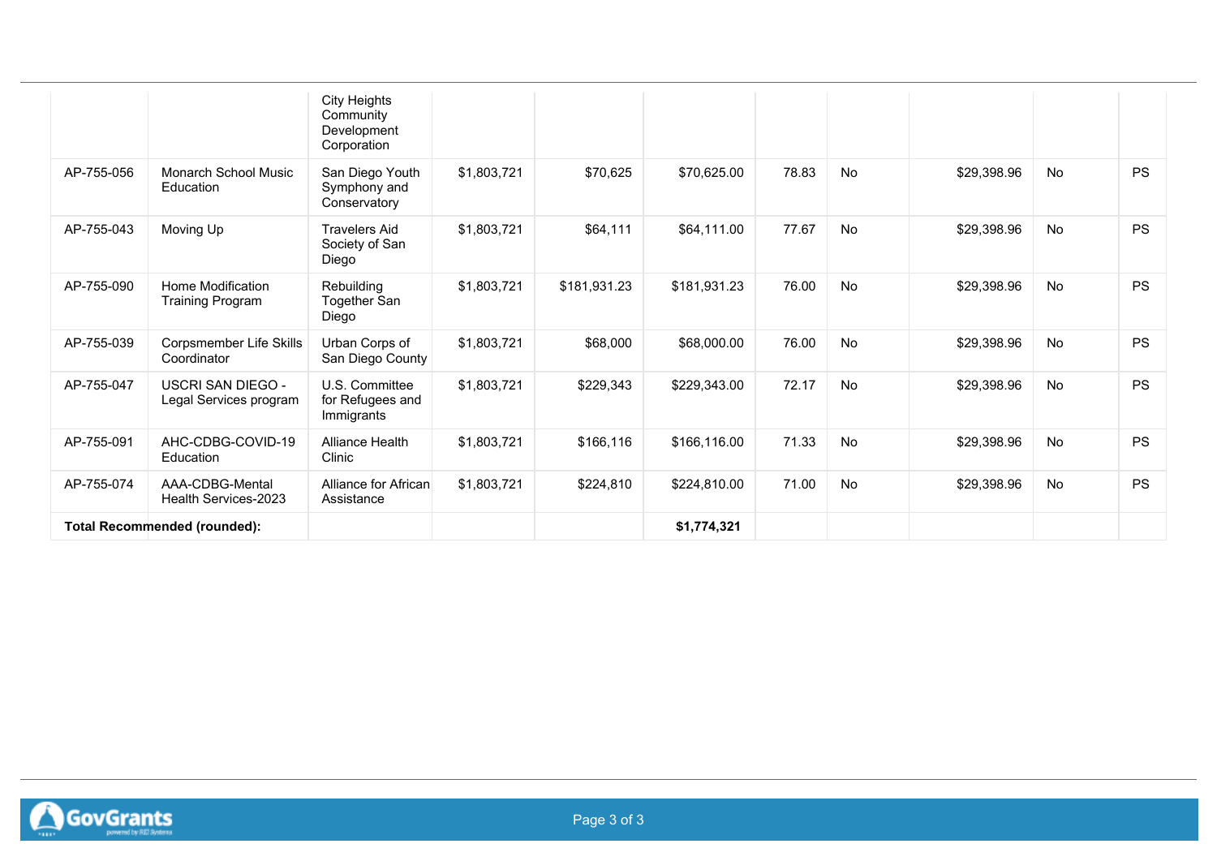| | | | | | | | | | | |
|---|---|---|---|---|---|---|---|---|---|---|
| | | City Heights Community Development Corporation | | | | | | | | |
| AP-755-056 | Monarch School Music Education | San Diego Youth Symphony and Conservatory | $1,803,721 | $70,625 | $70,625.00 | 78.83 | No | $29,398.96 | No | PS |
| AP-755-043 | Moving Up | Travelers Aid Society of San Diego | $1,803,721 | $64,111 | $64,111.00 | 77.67 | No | $29,398.96 | No | PS |
| AP-755-090 | Home Modification Training Program | Rebuilding Together San Diego | $1,803,721 | $181,931.23 | $181,931.23 | 76.00 | No | $29,398.96 | No | PS |
| AP-755-039 | Corpsmember Life Skills Coordinator | Urban Corps of San Diego County | $1,803,721 | $68,000 | $68,000.00 | 76.00 | No | $29,398.96 | No | PS |
| AP-755-047 | USCRI SAN DIEGO - Legal Services program | U.S. Committee for Refugees and Immigrants | $1,803,721 | $229,343 | $229,343.00 | 72.17 | No | $29,398.96 | No | PS |
| AP-755-091 | AHC-CDBG-COVID-19 Education | Alliance Health Clinic | $1,803,721 | $166,116 | $166,116.00 | 71.33 | No | $29,398.96 | No | PS |
| AP-755-074 | AAA-CDBG-Mental Health Services-2023 | Alliance for African Assistance | $1,803,721 | $224,810 | $224,810.00 | 71.00 | No | $29,398.96 | No | PS |
| **Total Recommended (rounded):** | | | | | **$1,774,321** | | | | | |